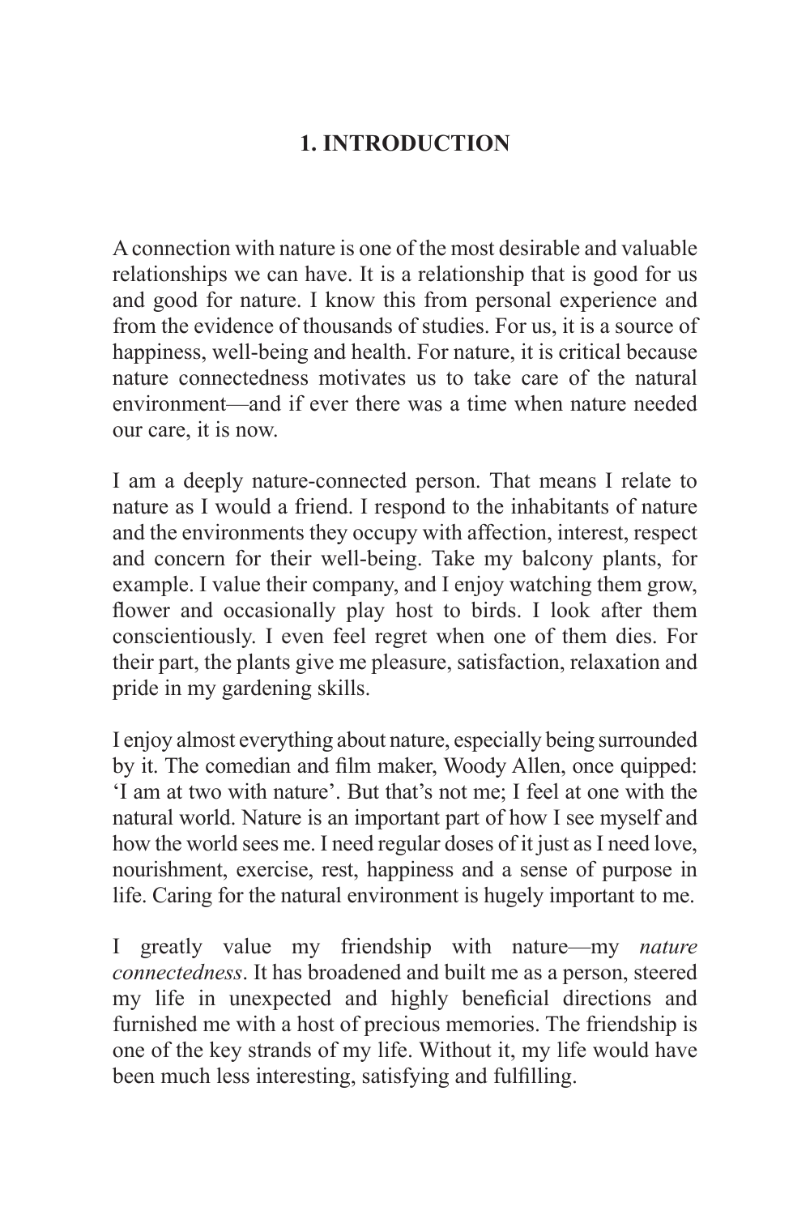# 1. INTRODUCTION

A connection with nature is one of the most desirable and valuable relationships we can have. It is a relationship that is good for us and good for nature. I know this from personal experience and from the evidence of thousands of studies. For us, it is a source of happiness, well-being and health. For nature, it is critical because nature connectedness motivates us to take care of the natural environment—and if ever there was a time when nature needed our care, it is now.

I am a deeply nature-connected person. That means I relate to nature as I would a friend. I respond to the inhabitants of nature and the environments they occupy with affection, interest, respect and concern for their well-being. Take my balcony plants, for example. I value their company, and I enjoy watching them grow, flower and occasionally play host to birds. I look after them conscientiously. I even feel regret when one of them dies. For their part, the plants give me pleasure, satisfaction, relaxation and pride in my gardening skills.

I enjoy almost everything about nature, especially being surrounded by it. The comedian and film maker, Woody Allen, once quipped: 'I am at two with nature'. But that's not me; I feel at one with the natural world. Nature is an important part of how I see myself and how the world sees me. I need regular doses of it just as I need love, nourishment, exercise, rest, happiness and a sense of purpose in life. Caring for the natural environment is hugely important to me.

I greatly value my friendship with nature—my *nature connectedness*. It has broadened and built me as a person, steered my life in unexpected and highly beneficial directions and furnished me with a host of precious memories. The friendship is one of the key strands of my life. Without it, my life would have been much less interesting, satisfying and fulfilling.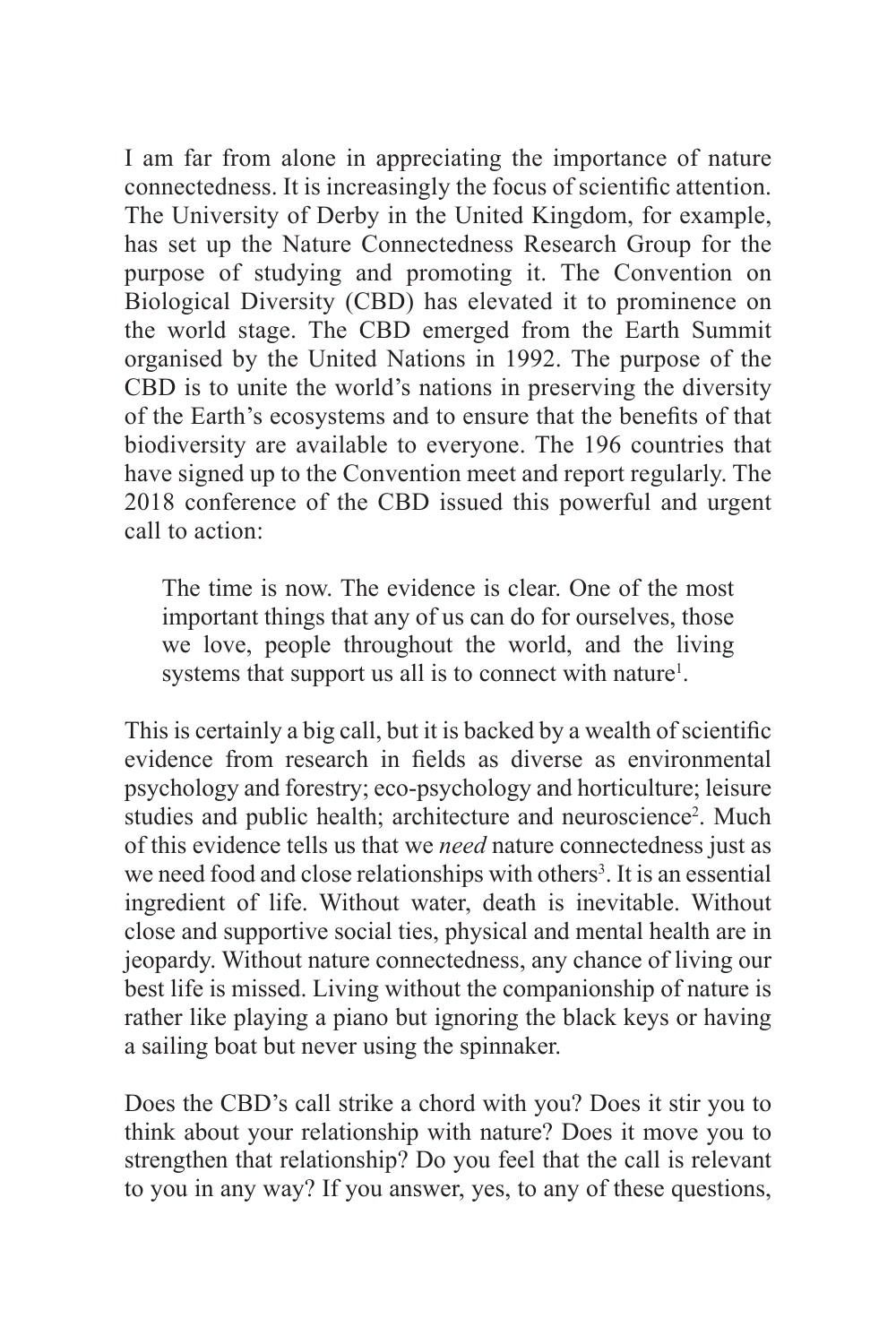I am far from alone in appreciating the importance of nature connectedness. It is increasingly the focus of scientific attention. The University of Derby in the United Kingdom, for example, has set up the Nature Connectedness Research Group for the purpose of studying and promoting it. The Convention on Biological Diversity (CBD) has elevated it to prominence on the world stage. The CBD emerged from the Earth Summit organised by the United Nations in 1992. The purpose of the CBD is to unite the world's nations in preserving the diversity of the Earth's ecosystems and to ensure that the benefits of that biodiversity are available to everyone. The 196 countries that have signed up to the Convention meet and report regularly. The 2018 conference of the CBD issued this powerful and urgent call to action:

> The time is now. The evidence is clear. One of the most important things that any of us can do for ourselves, those we love, people throughout the world, and the living systems that support us all is to connect with nature[1].

This is certainly a big call, but it is backed by a wealth of scientific evidence from research in fields as diverse as environmental psychology and forestry; eco-psychology and horticulture; leisure studies and public health; architecture and neuroscience[2]. Much of this evidence tells us that we *need* nature connectedness just as we need food and close relationships with others[3]. It is an essential ingredient of life. Without water, death is inevitable. Without close and supportive social ties, physical and mental health are in jeopardy. Without nature connectedness, any chance of living our best life is missed. Living without the companionship of nature is rather like playing a piano but ignoring the black keys or having a sailing boat but never using the spinnaker.

Does the CBD's call strike a chord with you? Does it stir you to think about your relationship with nature? Does it move you to strengthen that relationship? Do you feel that the call is relevant to you in any way? If you answer, yes, to any of these questions,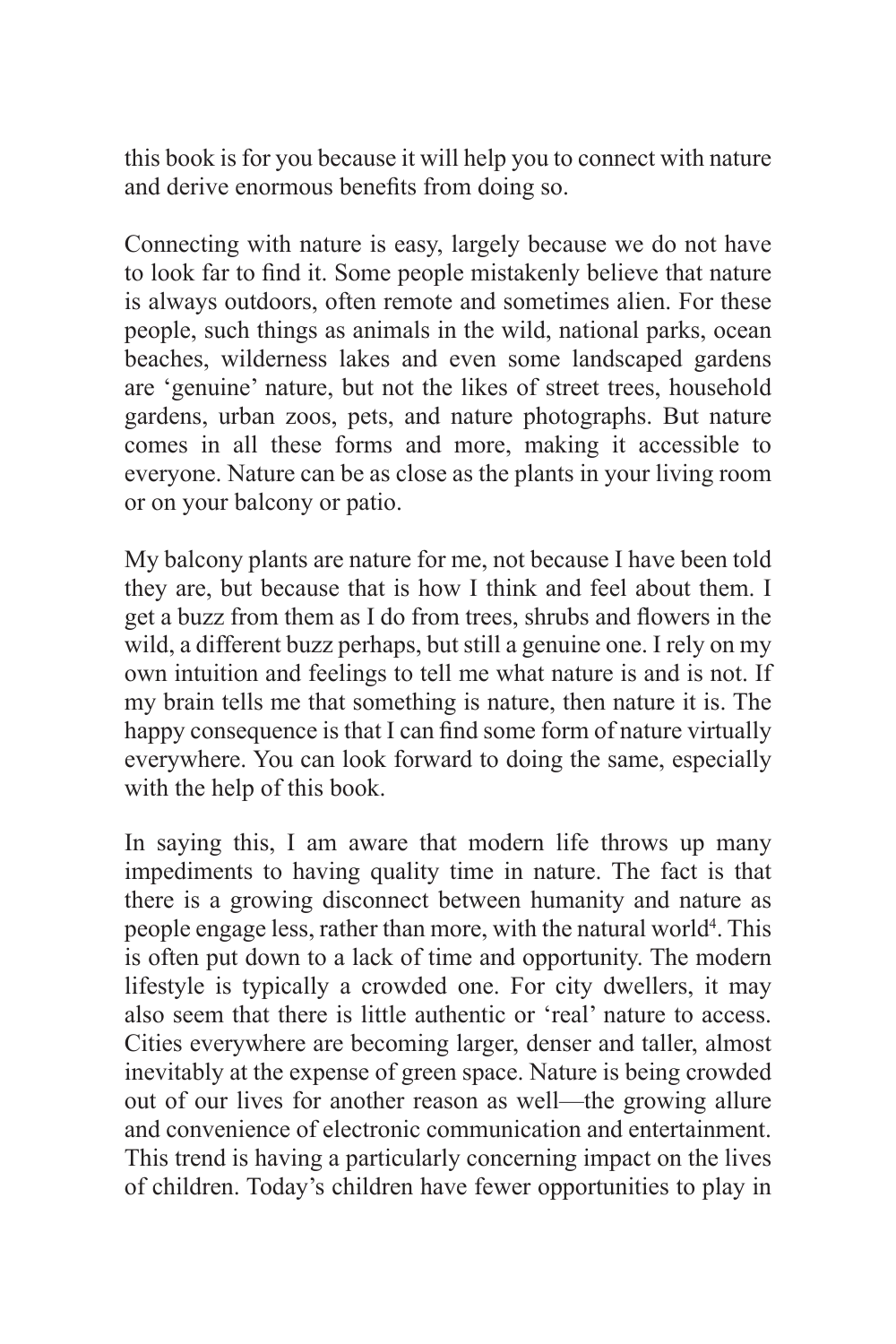this book is for you because it will help you to connect with nature and derive enormous benefits from doing so.

Connecting with nature is easy, largely because we do not have to look far to find it. Some people mistakenly believe that nature is always outdoors, often remote and sometimes alien. For these people, such things as animals in the wild, national parks, ocean beaches, wilderness lakes and even some landscaped gardens are 'genuine' nature, but not the likes of street trees, household gardens, urban zoos, pets, and nature photographs. But nature comes in all these forms and more, making it accessible to everyone. Nature can be as close as the plants in your living room or on your balcony or patio.

My balcony plants are nature for me, not because I have been told they are, but because that is how I think and feel about them. I get a buzz from them as I do from trees, shrubs and flowers in the wild, a different buzz perhaps, but still a genuine one. I rely on my own intuition and feelings to tell me what nature is and is not. If my brain tells me that something is nature, then nature it is. The happy consequence is that I can find some form of nature virtually everywhere. You can look forward to doing the same, especially with the help of this book.

In saying this, I am aware that modern life throws up many impediments to having quality time in nature. The fact is that there is a growing disconnect between humanity and nature as people engage less, rather than more, with the natural world[4]. This is often put down to a lack of time and opportunity. The modern lifestyle is typically a crowded one. For city dwellers, it may also seem that there is little authentic or 'real' nature to access. Cities everywhere are becoming larger, denser and taller, almost inevitably at the expense of green space. Nature is being crowded out of our lives for another reason as well—the growing allure and convenience of electronic communication and entertainment. This trend is having a particularly concerning impact on the lives of children. Today's children have fewer opportunities to play in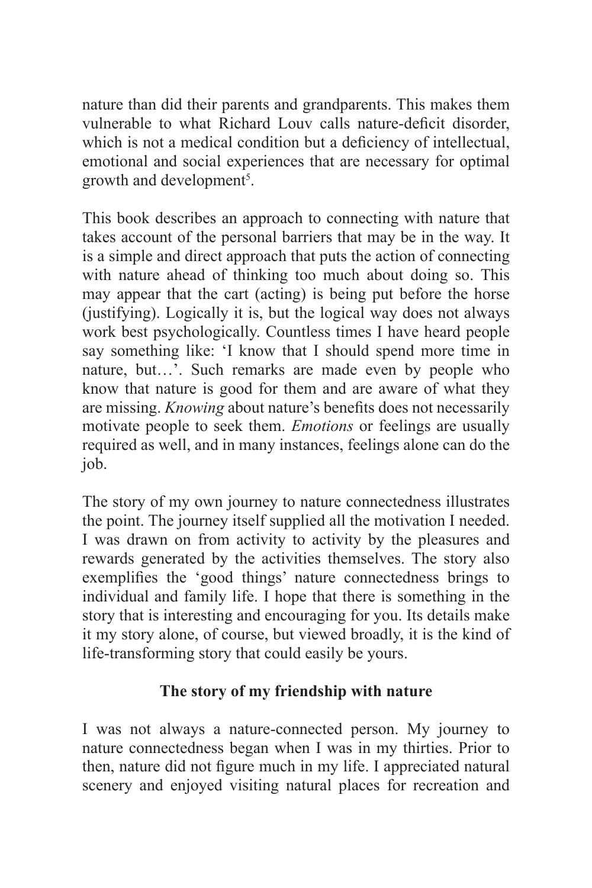nature than did their parents and grandparents. This makes them vulnerable to what Richard Louv calls nature-deficit disorder, which is not a medical condition but a deficiency of intellectual, emotional and social experiences that are necessary for optimal growth and development[5].

This book describes an approach to connecting with nature that takes account of the personal barriers that may be in the way. It is a simple and direct approach that puts the action of connecting with nature ahead of thinking too much about doing so. This may appear that the cart (acting) is being put before the horse (justifying). Logically it is, but the logical way does not always work best psychologically. Countless times I have heard people say something like: 'I know that I should spend more time in nature, but…'. Such remarks are made even by people who know that nature is good for them and are aware of what they are missing. *Knowing* about nature's benefits does not necessarily motivate people to seek them. *Emotions* or feelings are usually required as well, and in many instances, feelings alone can do the job.

The story of my own journey to nature connectedness illustrates the point. The journey itself supplied all the motivation I needed. I was drawn on from activity to activity by the pleasures and rewards generated by the activities themselves. The story also exemplifies the 'good things' nature connectedness brings to individual and family life. I hope that there is something in the story that is interesting and encouraging for you. Its details make it my story alone, of course, but viewed broadly, it is the kind of life-transforming story that could easily be yours.

## The story of my friendship with nature

I was not always a nature-connected person. My journey to nature connectedness began when I was in my thirties. Prior to then, nature did not figure much in my life. I appreciated natural scenery and enjoyed visiting natural places for recreation and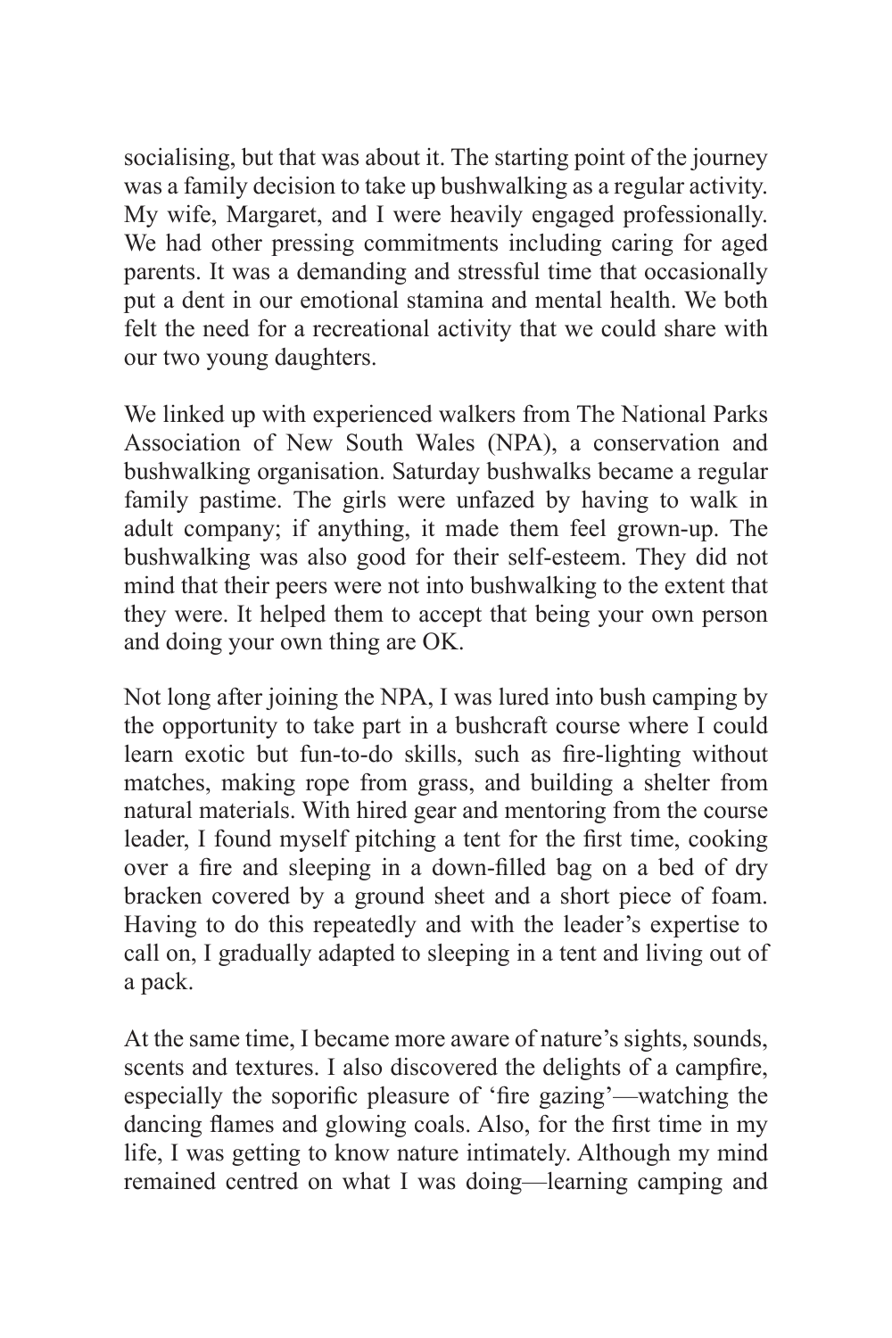socialising, but that was about it. The starting point of the journey was a family decision to take up bushwalking as a regular activity. My wife, Margaret, and I were heavily engaged professionally. We had other pressing commitments including caring for aged parents. It was a demanding and stressful time that occasionally put a dent in our emotional stamina and mental health. We both felt the need for a recreational activity that we could share with our two young daughters.

We linked up with experienced walkers from The National Parks Association of New South Wales (NPA), a conservation and bushwalking organisation. Saturday bushwalks became a regular family pastime. The girls were unfazed by having to walk in adult company; if anything, it made them feel grown-up. The bushwalking was also good for their self-esteem. They did not mind that their peers were not into bushwalking to the extent that they were. It helped them to accept that being your own person and doing your own thing are OK.

Not long after joining the NPA, I was lured into bush camping by the opportunity to take part in a bushcraft course where I could learn exotic but fun-to-do skills, such as fire-lighting without matches, making rope from grass, and building a shelter from natural materials. With hired gear and mentoring from the course leader, I found myself pitching a tent for the first time, cooking over a fire and sleeping in a down-filled bag on a bed of dry bracken covered by a ground sheet and a short piece of foam. Having to do this repeatedly and with the leader's expertise to call on, I gradually adapted to sleeping in a tent and living out of a pack.

At the same time, I became more aware of nature's sights, sounds, scents and textures. I also discovered the delights of a campfire, especially the soporific pleasure of 'fire gazing'—watching the dancing flames and glowing coals. Also, for the first time in my life, I was getting to know nature intimately. Although my mind remained centred on what I was doing—learning camping and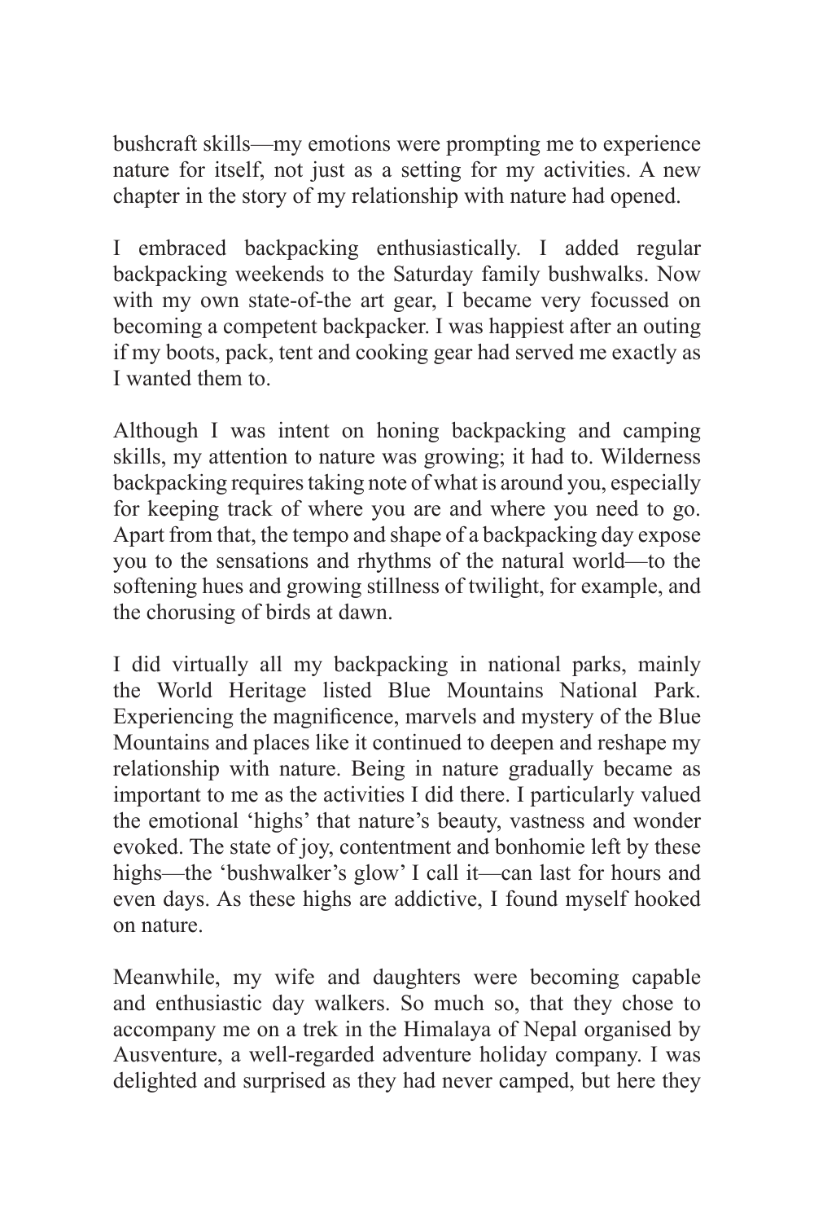bushcraft skills—my emotions were prompting me to experience nature for itself, not just as a setting for my activities. A new chapter in the story of my relationship with nature had opened.

I embraced backpacking enthusiastically. I added regular backpacking weekends to the Saturday family bushwalks. Now with my own state-of-the art gear, I became very focussed on becoming a competent backpacker. I was happiest after an outing if my boots, pack, tent and cooking gear had served me exactly as I wanted them to.

Although I was intent on honing backpacking and camping skills, my attention to nature was growing; it had to. Wilderness backpacking requires taking note of what is around you, especially for keeping track of where you are and where you need to go. Apart from that, the tempo and shape of a backpacking day expose you to the sensations and rhythms of the natural world—to the softening hues and growing stillness of twilight, for example, and the chorusing of birds at dawn.

I did virtually all my backpacking in national parks, mainly the World Heritage listed Blue Mountains National Park. Experiencing the magnificence, marvels and mystery of the Blue Mountains and places like it continued to deepen and reshape my relationship with nature. Being in nature gradually became as important to me as the activities I did there. I particularly valued the emotional 'highs' that nature's beauty, vastness and wonder evoked. The state of joy, contentment and bonhomie left by these highs—the 'bushwalker's glow' I call it—can last for hours and even days. As these highs are addictive, I found myself hooked on nature.

Meanwhile, my wife and daughters were becoming capable and enthusiastic day walkers. So much so, that they chose to accompany me on a trek in the Himalaya of Nepal organised by Ausventure, a well-regarded adventure holiday company. I was delighted and surprised as they had never camped, but here they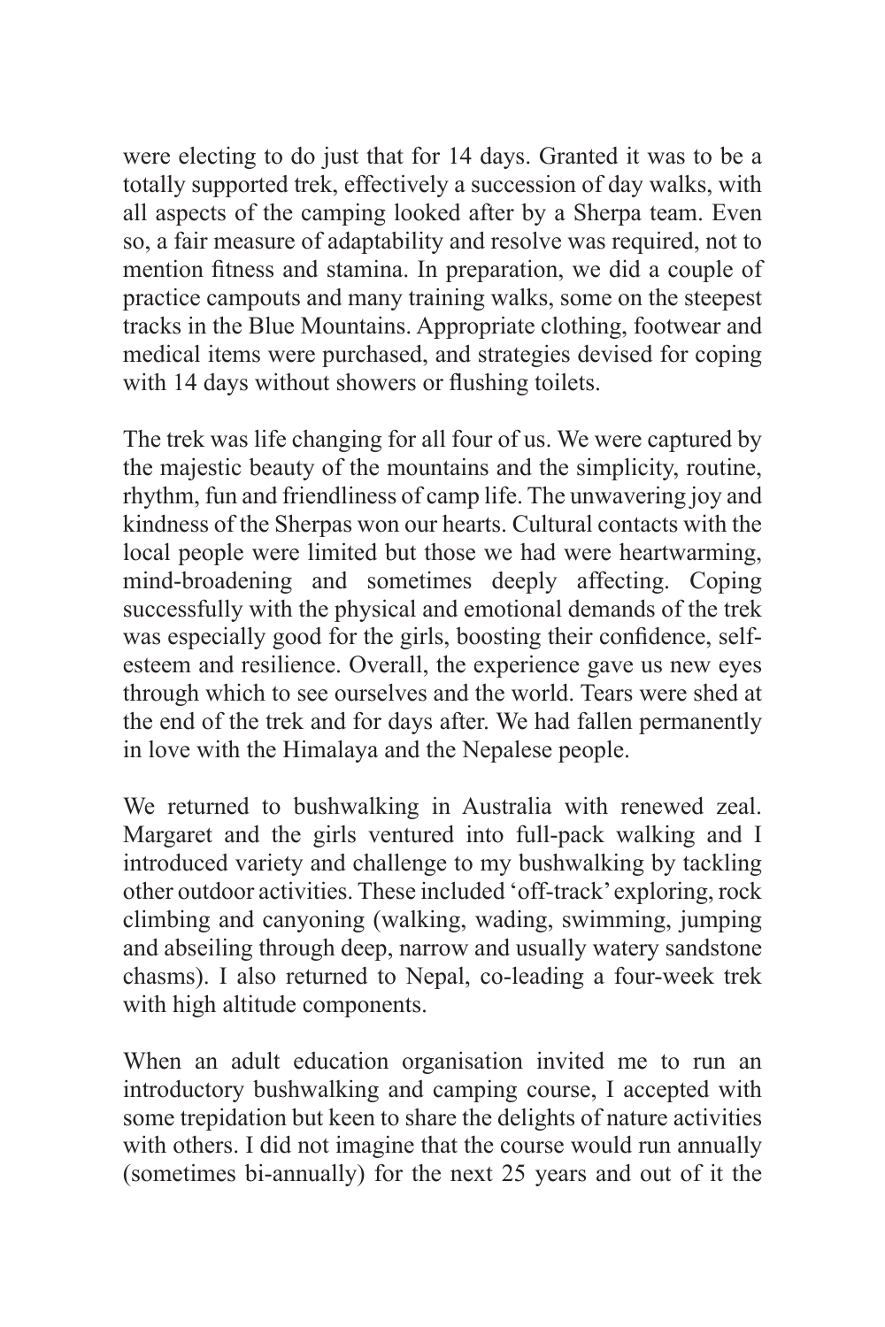were electing to do just that for 14 days. Granted it was to be a totally supported trek, effectively a succession of day walks, with all aspects of the camping looked after by a Sherpa team. Even so, a fair measure of adaptability and resolve was required, not to mention fitness and stamina. In preparation, we did a couple of practice campouts and many training walks, some on the steepest tracks in the Blue Mountains. Appropriate clothing, footwear and medical items were purchased, and strategies devised for coping with 14 days without showers or flushing toilets.

The trek was life changing for all four of us. We were captured by the majestic beauty of the mountains and the simplicity, routine, rhythm, fun and friendliness of camp life. The unwavering joy and kindness of the Sherpas won our hearts. Cultural contacts with the local people were limited but those we had were heartwarming, mind-broadening and sometimes deeply affecting. Coping successfully with the physical and emotional demands of the trek was especially good for the girls, boosting their confidence, self-esteem and resilience. Overall, the experience gave us new eyes through which to see ourselves and the world. Tears were shed at the end of the trek and for days after. We had fallen permanently in love with the Himalaya and the Nepalese people.

We returned to bushwalking in Australia with renewed zeal. Margaret and the girls ventured into full-pack walking and I introduced variety and challenge to my bushwalking by tackling other outdoor activities. These included 'off-track' exploring, rock climbing and canyoning (walking, wading, swimming, jumping and abseiling through deep, narrow and usually watery sandstone chasms). I also returned to Nepal, co-leading a four-week trek with high altitude components.

When an adult education organisation invited me to run an introductory bushwalking and camping course, I accepted with some trepidation but keen to share the delights of nature activities with others. I did not imagine that the course would run annually (sometimes bi-annually) for the next 25 years and out of it the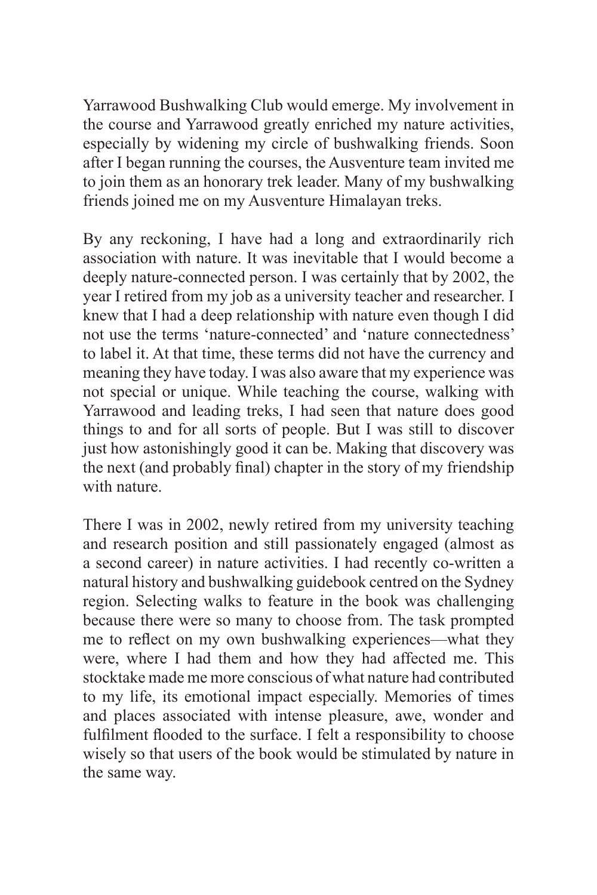Yarrawood Bushwalking Club would emerge. My involvement in the course and Yarrawood greatly enriched my nature activities, especially by widening my circle of bushwalking friends. Soon after I began running the courses, the Ausventure team invited me to join them as an honorary trek leader. Many of my bushwalking friends joined me on my Ausventure Himalayan treks.

By any reckoning, I have had a long and extraordinarily rich association with nature. It was inevitable that I would become a deeply nature-connected person. I was certainly that by 2002, the year I retired from my job as a university teacher and researcher. I knew that I had a deep relationship with nature even though I did not use the terms 'nature-connected' and 'nature connectedness' to label it. At that time, these terms did not have the currency and meaning they have today. I was also aware that my experience was not special or unique. While teaching the course, walking with Yarrawood and leading treks, I had seen that nature does good things to and for all sorts of people. But I was still to discover just how astonishingly good it can be. Making that discovery was the next (and probably final) chapter in the story of my friendship with nature.

There I was in 2002, newly retired from my university teaching and research position and still passionately engaged (almost as a second career) in nature activities. I had recently co-written a natural history and bushwalking guidebook centred on the Sydney region. Selecting walks to feature in the book was challenging because there were so many to choose from. The task prompted me to reflect on my own bushwalking experiences—what they were, where I had them and how they had affected me. This stocktake made me more conscious of what nature had contributed to my life, its emotional impact especially. Memories of times and places associated with intense pleasure, awe, wonder and fulfilment flooded to the surface. I felt a responsibility to choose wisely so that users of the book would be stimulated by nature in the same way.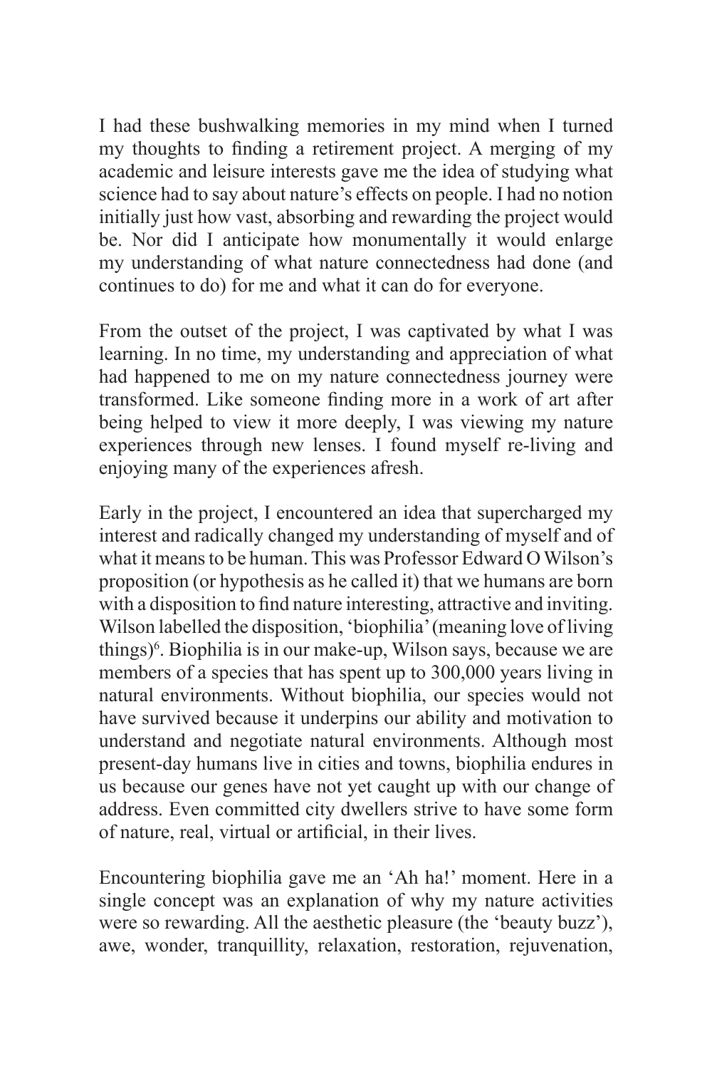I had these bushwalking memories in my mind when I turned my thoughts to finding a retirement project. A merging of my academic and leisure interests gave me the idea of studying what science had to say about nature's effects on people. I had no notion initially just how vast, absorbing and rewarding the project would be. Nor did I anticipate how monumentally it would enlarge my understanding of what nature connectedness had done (and continues to do) for me and what it can do for everyone.

From the outset of the project, I was captivated by what I was learning. In no time, my understanding and appreciation of what had happened to me on my nature connectedness journey were transformed. Like someone finding more in a work of art after being helped to view it more deeply, I was viewing my nature experiences through new lenses. I found myself re-living and enjoying many of the experiences afresh.

Early in the project, I encountered an idea that supercharged my interest and radically changed my understanding of myself and of what it means to be human. This was Professor Edward O Wilson's proposition (or hypothesis as he called it) that we humans are born with a disposition to find nature interesting, attractive and inviting. Wilson labelled the disposition, 'biophilia' (meaning love of living things)[6]. Biophilia is in our make-up, Wilson says, because we are members of a species that has spent up to 300,000 years living in natural environments. Without biophilia, our species would not have survived because it underpins our ability and motivation to understand and negotiate natural environments. Although most present-day humans live in cities and towns, biophilia endures in us because our genes have not yet caught up with our change of address. Even committed city dwellers strive to have some form of nature, real, virtual or artificial, in their lives.

Encountering biophilia gave me an 'Ah ha!' moment. Here in a single concept was an explanation of why my nature activities were so rewarding. All the aesthetic pleasure (the 'beauty buzz'), awe, wonder, tranquillity, relaxation, restoration, rejuvenation,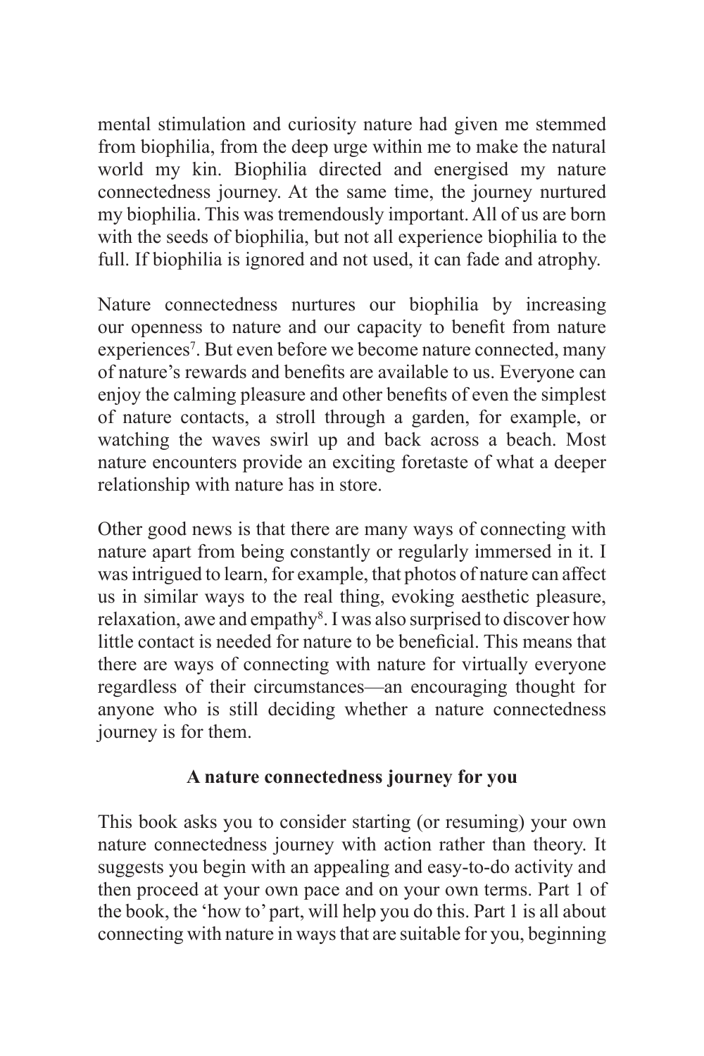mental stimulation and curiosity nature had given me stemmed from biophilia, from the deep urge within me to make the natural world my kin. Biophilia directed and energised my nature connectedness journey. At the same time, the journey nurtured my biophilia. This was tremendously important. All of us are born with the seeds of biophilia, but not all experience biophilia to the full. If biophilia is ignored and not used, it can fade and atrophy.

Nature connectedness nurtures our biophilia by increasing our openness to nature and our capacity to benefit from nature experiences[7]. But even before we become nature connected, many of nature's rewards and benefits are available to us. Everyone can enjoy the calming pleasure and other benefits of even the simplest of nature contacts, a stroll through a garden, for example, or watching the waves swirl up and back across a beach. Most nature encounters provide an exciting foretaste of what a deeper relationship with nature has in store.

Other good news is that there are many ways of connecting with nature apart from being constantly or regularly immersed in it. I was intrigued to learn, for example, that photos of nature can affect us in similar ways to the real thing, evoking aesthetic pleasure, relaxation, awe and empathy[8]. I was also surprised to discover how little contact is needed for nature to be beneficial. This means that there are ways of connecting with nature for virtually everyone regardless of their circumstances—an encouraging thought for anyone who is still deciding whether a nature connectedness journey is for them.

## A nature connectedness journey for you

This book asks you to consider starting (or resuming) your own nature connectedness journey with action rather than theory. It suggests you begin with an appealing and easy-to-do activity and then proceed at your own pace and on your own terms. Part 1 of the book, the 'how to' part, will help you do this. Part 1 is all about connecting with nature in ways that are suitable for you, beginning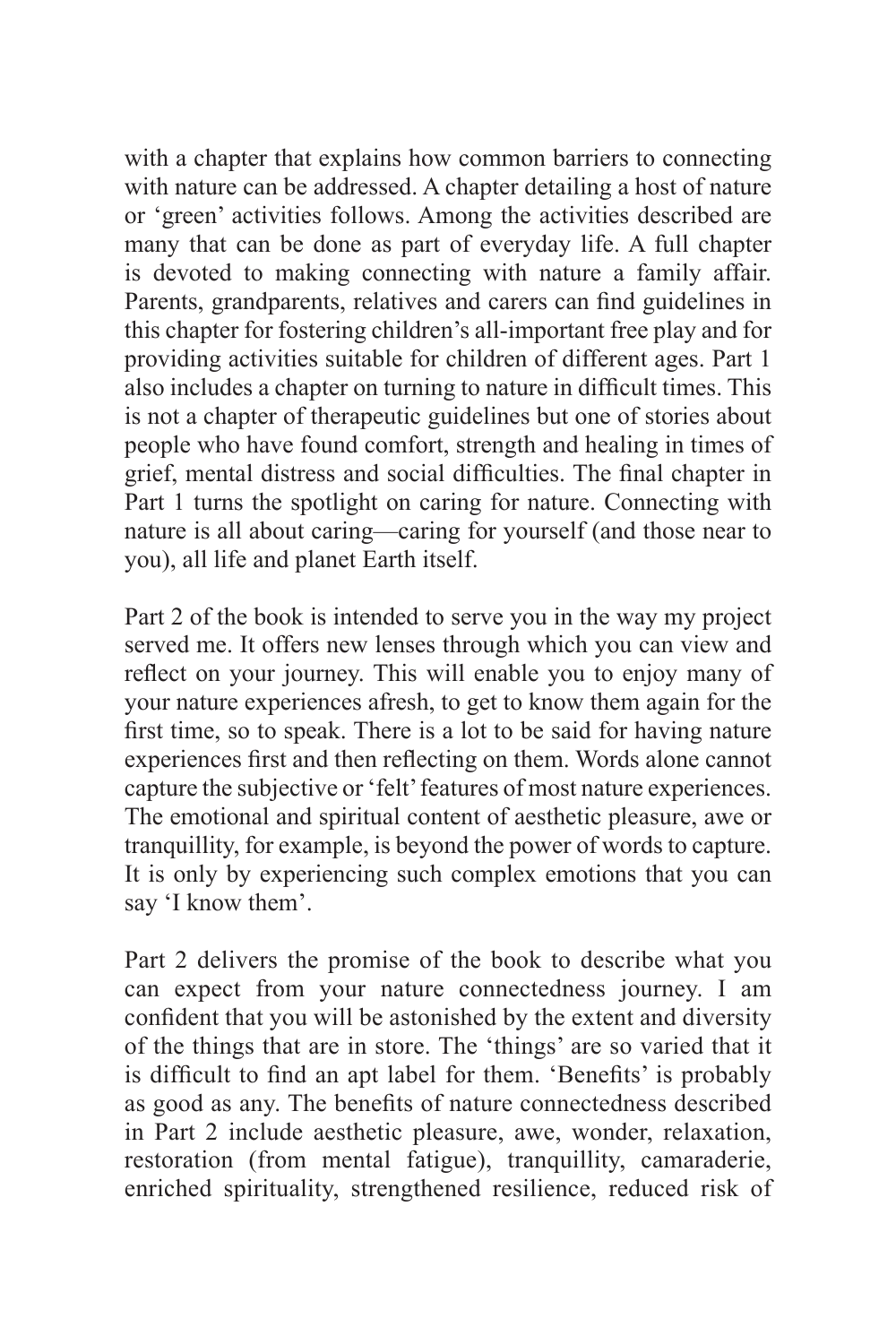with a chapter that explains how common barriers to connecting with nature can be addressed. A chapter detailing a host of nature or 'green' activities follows. Among the activities described are many that can be done as part of everyday life. A full chapter is devoted to making connecting with nature a family affair. Parents, grandparents, relatives and carers can find guidelines in this chapter for fostering children's all-important free play and for providing activities suitable for children of different ages. Part 1 also includes a chapter on turning to nature in difficult times. This is not a chapter of therapeutic guidelines but one of stories about people who have found comfort, strength and healing in times of grief, mental distress and social difficulties. The final chapter in Part 1 turns the spotlight on caring for nature. Connecting with nature is all about caring—caring for yourself (and those near to you), all life and planet Earth itself.

Part 2 of the book is intended to serve you in the way my project served me. It offers new lenses through which you can view and reflect on your journey. This will enable you to enjoy many of your nature experiences afresh, to get to know them again for the first time, so to speak. There is a lot to be said for having nature experiences first and then reflecting on them. Words alone cannot capture the subjective or 'felt' features of most nature experiences. The emotional and spiritual content of aesthetic pleasure, awe or tranquillity, for example, is beyond the power of words to capture. It is only by experiencing such complex emotions that you can say 'I know them'.

Part 2 delivers the promise of the book to describe what you can expect from your nature connectedness journey. I am confident that you will be astonished by the extent and diversity of the things that are in store. The 'things' are so varied that it is difficult to find an apt label for them. 'Benefits' is probably as good as any. The benefits of nature connectedness described in Part 2 include aesthetic pleasure, awe, wonder, relaxation, restoration (from mental fatigue), tranquillity, camaraderie, enriched spirituality, strengthened resilience, reduced risk of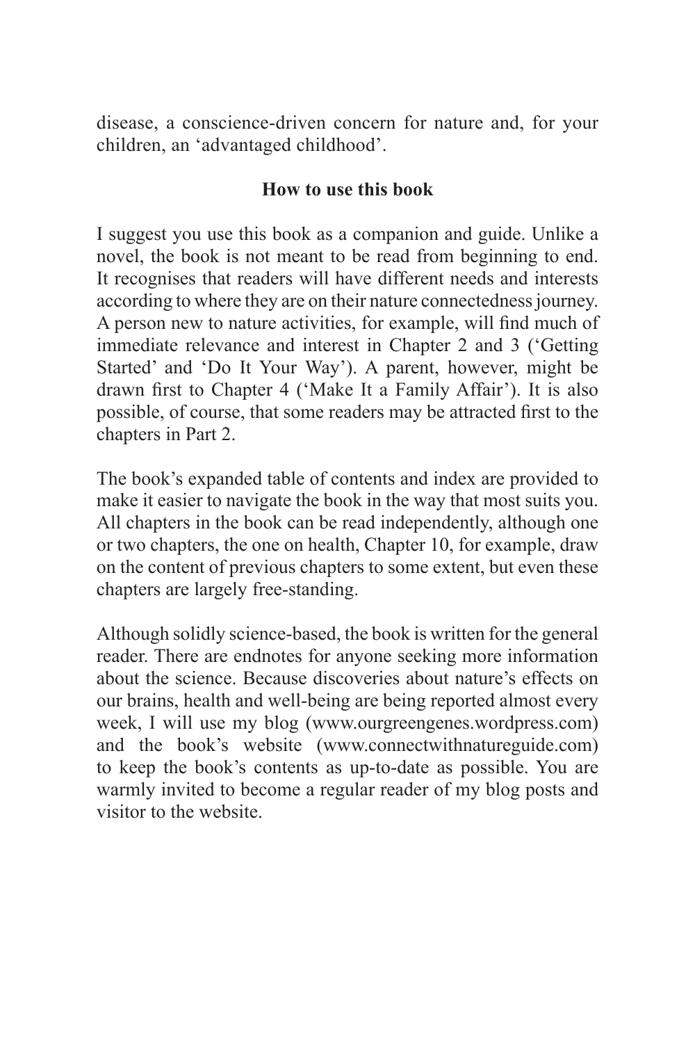disease, a conscience-driven concern for nature and, for your children, an 'advantaged childhood'.

## How to use this book

I suggest you use this book as a companion and guide. Unlike a novel, the book is not meant to be read from beginning to end. It recognises that readers will have different needs and interests according to where they are on their nature connectedness journey. A person new to nature activities, for example, will find much of immediate relevance and interest in Chapter 2 and 3 ('Getting Started' and 'Do It Your Way'). A parent, however, might be drawn first to Chapter 4 ('Make It a Family Affair'). It is also possible, of course, that some readers may be attracted first to the chapters in Part 2.

The book's expanded table of contents and index are provided to make it easier to navigate the book in the way that most suits you. All chapters in the book can be read independently, although one or two chapters, the one on health, Chapter 10, for example, draw on the content of previous chapters to some extent, but even these chapters are largely free-standing.

Although solidly science-based, the book is written for the general reader. There are endnotes for anyone seeking more information about the science. Because discoveries about nature's effects on our brains, health and well-being are being reported almost every week, I will use my blog (www.ourgreengenes.wordpress.com) and the book's website (www.connectwithnatureguide.com) to keep the book's contents as up-to-date as possible. You are warmly invited to become a regular reader of my blog posts and visitor to the website.